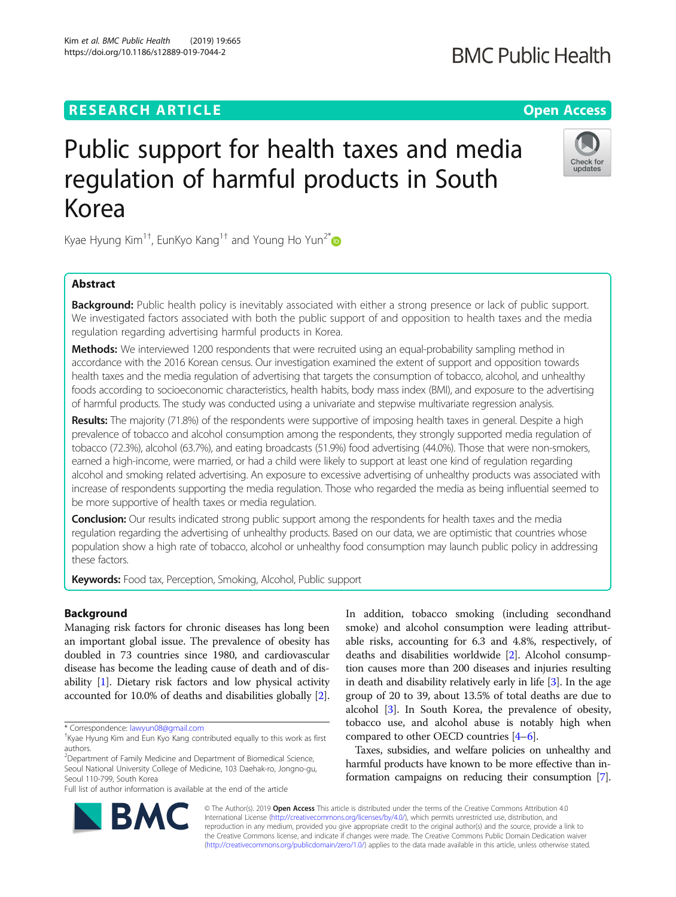RESEARCH ARTICLE

Open Access

# Public support for health taxes and media regulation of harmful products in South Korea

Kyae Hyung Kim[1†], EunKyo Kang[1†] and Young Ho Yun[2*]

## Abstract

**Background:** Public health policy is inevitably associated with either a strong presence or lack of public support. We investigated factors associated with both the public support of and opposition to health taxes and the media regulation regarding advertising harmful products in Korea.

**Methods:** We interviewed 1200 respondents that were recruited using an equal-probability sampling method in accordance with the 2016 Korean census. Our investigation examined the extent of support and opposition towards health taxes and the media regulation of advertising that targets the consumption of tobacco, alcohol, and unhealthy foods according to socioeconomic characteristics, health habits, body mass index (BMI), and exposure to the advertising of harmful products. The study was conducted using a univariate and stepwise multivariate regression analysis.

**Results:** The majority (71.8%) of the respondents were supportive of imposing health taxes in general. Despite a high prevalence of tobacco and alcohol consumption among the respondents, they strongly supported media regulation of tobacco (72.3%), alcohol (63.7%), and eating broadcasts (51.9%) food advertising (44.0%). Those that were non-smokers, earned a high-income, were married, or had a child were likely to support at least one kind of regulation regarding alcohol and smoking related advertising. An exposure to excessive advertising of unhealthy products was associated with increase of respondents supporting the media regulation. Those who regarded the media as being influential seemed to be more supportive of health taxes or media regulation.

**Conclusion:** Our results indicated strong public support among the respondents for health taxes and the media regulation regarding the advertising of unhealthy products. Based on our data, we are optimistic that countries whose population show a high rate of tobacco, alcohol or unhealthy food consumption may launch public policy in addressing these factors.

**Keywords:** Food tax, Perception, Smoking, Alcohol, Public support

## Background

Managing risk factors for chronic diseases has long been an important global issue. The prevalence of obesity has doubled in 73 countries since 1980, and cardiovascular disease has become the leading cause of death and of disability [1]. Dietary risk factors and low physical activity accounted for 10.0% of deaths and disabilities globally [2]. In addition, tobacco smoking (including secondhand smoke) and alcohol consumption were leading attributable risks, accounting for 6.3 and 4.8%, respectively, of deaths and disabilities worldwide [2]. Alcohol consumption causes more than 200 diseases and injuries resulting in death and disability relatively early in life [3]. In the age group of 20 to 39, about 13.5% of total deaths are due to alcohol [3]. In South Korea, the prevalence of obesity, tobacco use, and alcohol abuse is notably high when compared to other OECD countries [4–6].

Taxes, subsidies, and welfare policies on unhealthy and harmful products have known to be more effective than information campaigns on reducing their consumption [7].

\* Correspondence: lawyun08@gmail.com

†Kyae Hyung Kim and Eun Kyo Kang contributed equally to this work as first authors.

[2]Department of Family Medicine and Department of Biomedical Science, Seoul National University College of Medicine, 103 Daehak-ro, Jongno-gu, Seoul 110-799, South Korea

Full list of author information is available at the end of the article

© The Author(s). 2019 **Open Access** This article is distributed under the terms of the Creative Commons Attribution 4.0 International License (http://creativecommons.org/licenses/by/4.0/), which permits unrestricted use, distribution, and reproduction in any medium, provided you give appropriate credit to the original author(s) and the source, provide a link to the Creative Commons license, and indicate if changes were made. The Creative Commons Public Domain Dedication waiver (http://creativecommons.org/publicdomain/zero/1.0/) applies to the data made available in this article, unless otherwise stated.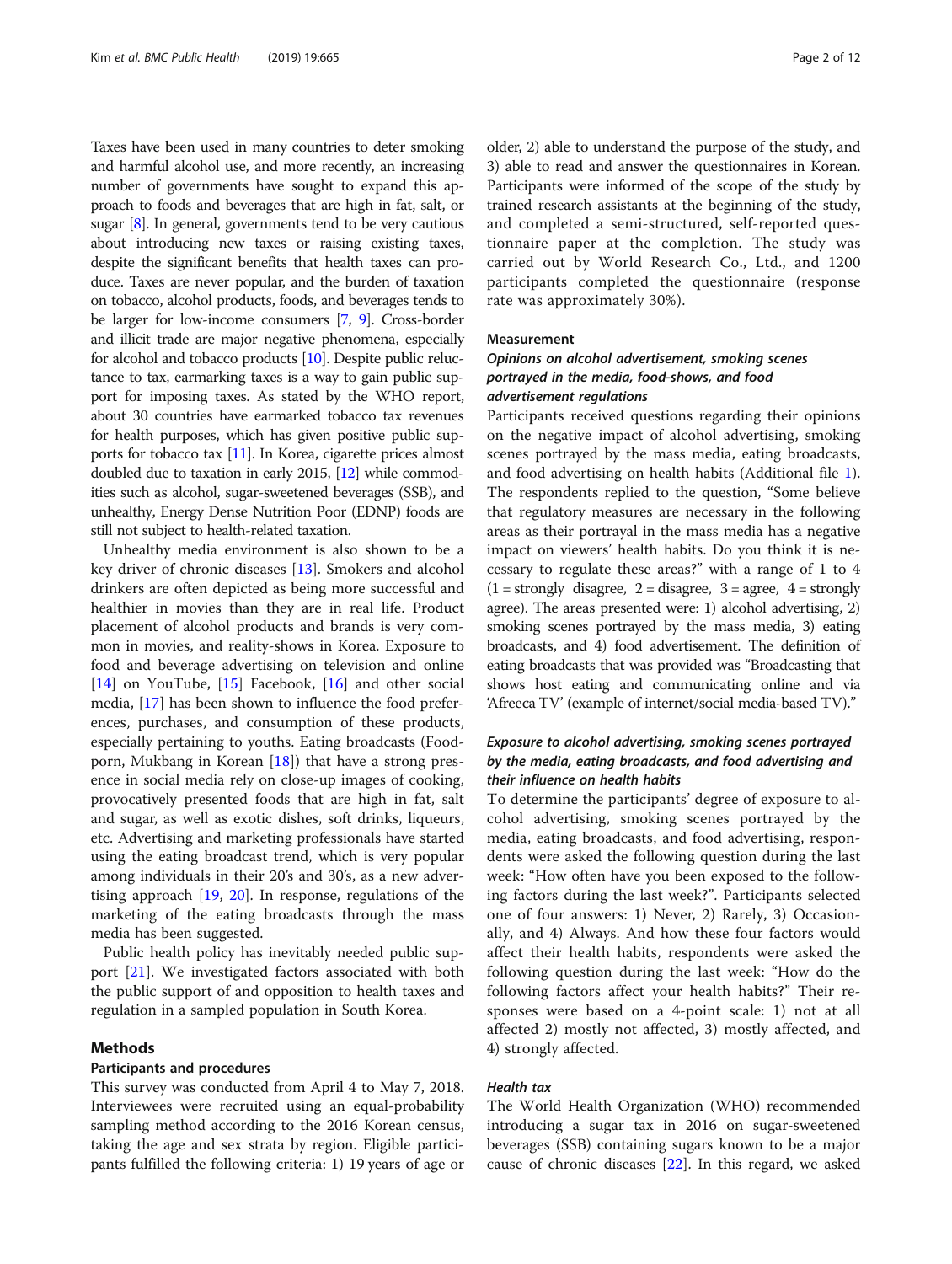Taxes have been used in many countries to deter smoking and harmful alcohol use, and more recently, an increasing number of governments have sought to expand this approach to foods and beverages that are high in fat, salt, or sugar [8]. In general, governments tend to be very cautious about introducing new taxes or raising existing taxes, despite the significant benefits that health taxes can produce. Taxes are never popular, and the burden of taxation on tobacco, alcohol products, foods, and beverages tends to be larger for low-income consumers [7, 9]. Cross-border and illicit trade are major negative phenomena, especially for alcohol and tobacco products [10]. Despite public reluctance to tax, earmarking taxes is a way to gain public support for imposing taxes. As stated by the WHO report, about 30 countries have earmarked tobacco tax revenues for health purposes, which has given positive public supports for tobacco tax [11]. In Korea, cigarette prices almost doubled due to taxation in early 2015, [12] while commodities such as alcohol, sugar-sweetened beverages (SSB), and unhealthy, Energy Dense Nutrition Poor (EDNP) foods are still not subject to health-related taxation.

Unhealthy media environment is also shown to be a key driver of chronic diseases [13]. Smokers and alcohol drinkers are often depicted as being more successful and healthier in movies than they are in real life. Product placement of alcohol products and brands is very common in movies, and reality-shows in Korea. Exposure to food and beverage advertising on television and online [14] on YouTube, [15] Facebook, [16] and other social media, [17] has been shown to influence the food preferences, purchases, and consumption of these products, especially pertaining to youths. Eating broadcasts (Food-porn, Mukbang in Korean [18]) that have a strong presence in social media rely on close-up images of cooking, provocatively presented foods that are high in fat, salt and sugar, as well as exotic dishes, soft drinks, liqueurs, etc. Advertising and marketing professionals have started using the eating broadcast trend, which is very popular among individuals in their 20's and 30's, as a new advertising approach [19, 20]. In response, regulations of the marketing of the eating broadcasts through the mass media has been suggested.

Public health policy has inevitably needed public support [21]. We investigated factors associated with both the public support of and opposition to health taxes and regulation in a sampled population in South Korea.

## Methods

### Participants and procedures

This survey was conducted from April 4 to May 7, 2018. Interviewees were recruited using an equal-probability sampling method according to the 2016 Korean census, taking the age and sex strata by region. Eligible participants fulfilled the following criteria: 1) 19 years of age or older, 2) able to understand the purpose of the study, and 3) able to read and answer the questionnaires in Korean. Participants were informed of the scope of the study by trained research assistants at the beginning of the study, and completed a semi-structured, self-reported questionnaire paper at the completion. The study was carried out by World Research Co., Ltd., and 1200 participants completed the questionnaire (response rate was approximately 30%).

### Measurement

#### *Opinions on alcohol advertisement, smoking scenes portrayed in the media, food-shows, and food advertisement regulations*

Participants received questions regarding their opinions on the negative impact of alcohol advertising, smoking scenes portrayed by the mass media, eating broadcasts, and food advertising on health habits (Additional file 1). The respondents replied to the question, "Some believe that regulatory measures are necessary in the following areas as their portrayal in the mass media has a negative impact on viewers' health habits. Do you think it is necessary to regulate these areas?" with a range of 1 to 4 (1 = strongly disagree, 2 = disagree, 3 = agree, 4 = strongly agree). The areas presented were: 1) alcohol advertising, 2) smoking scenes portrayed by the mass media, 3) eating broadcasts, and 4) food advertisement. The definition of eating broadcasts that was provided was "Broadcasting that shows host eating and communicating online and via 'Afreeca TV' (example of internet/social media-based TV)."

#### *Exposure to alcohol advertising, smoking scenes portrayed by the media, eating broadcasts, and food advertising and their influence on health habits*

To determine the participants' degree of exposure to alcohol advertising, smoking scenes portrayed by the media, eating broadcasts, and food advertising, respondents were asked the following question during the last week: "How often have you been exposed to the following factors during the last week?". Participants selected one of four answers: 1) Never, 2) Rarely, 3) Occasionally, and 4) Always. And how these four factors would affect their health habits, respondents were asked the following question during the last week: "How do the following factors affect your health habits?" Their responses were based on a 4-point scale: 1) not at all affected 2) mostly not affected, 3) mostly affected, and 4) strongly affected.

#### *Health tax*

The World Health Organization (WHO) recommended introducing a sugar tax in 2016 on sugar-sweetened beverages (SSB) containing sugars known to be a major cause of chronic diseases [22]. In this regard, we asked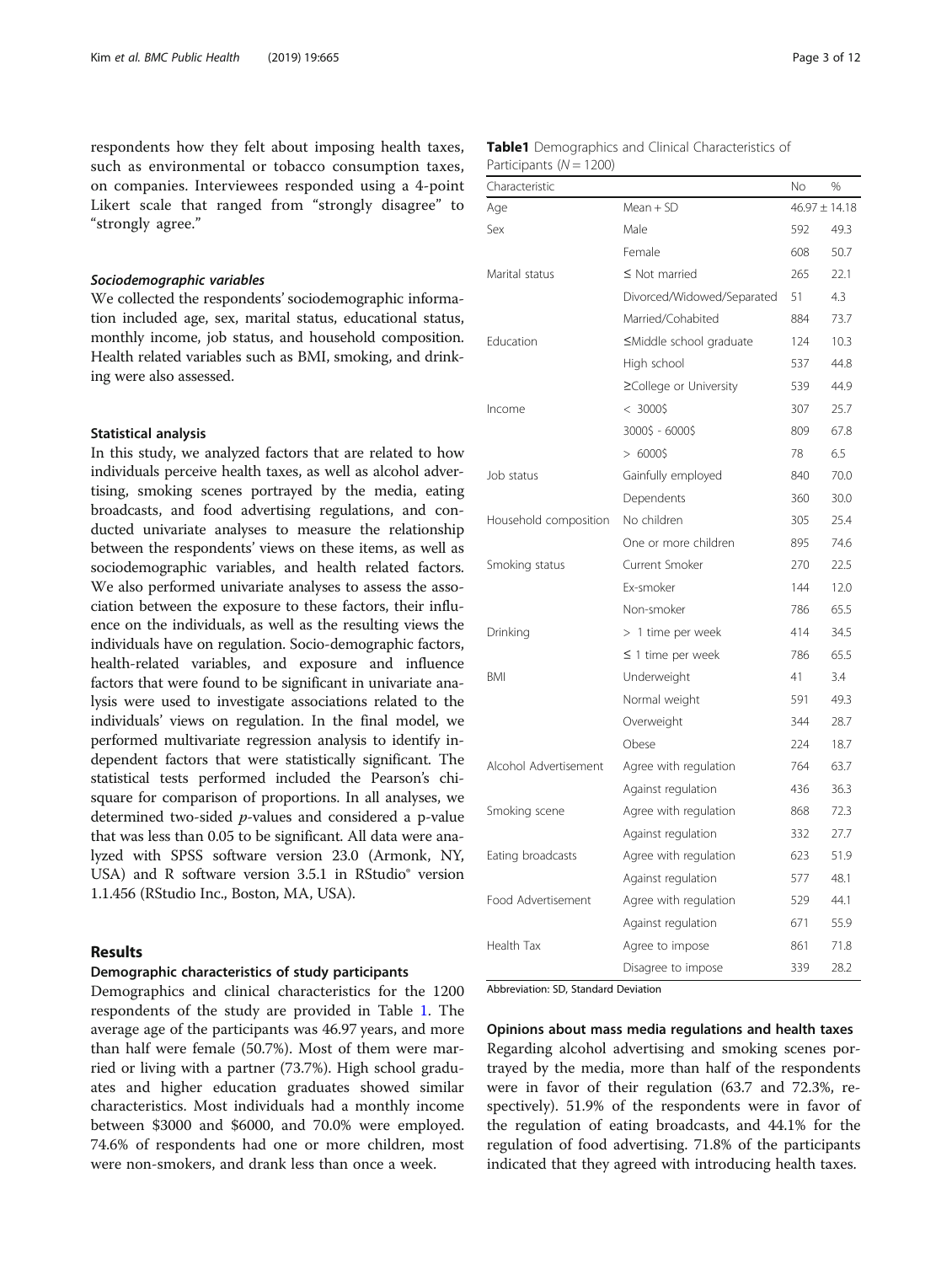respondents how they felt about imposing health taxes, such as environmental or tobacco consumption taxes, on companies. Interviewees responded using a 4-point Likert scale that ranged from "strongly disagree" to "strongly agree."

#### *Sociodemographic variables*

We collected the respondents' sociodemographic information included age, sex, marital status, educational status, monthly income, job status, and household composition. Health related variables such as BMI, smoking, and drinking were also assessed.

### Statistical analysis

In this study, we analyzed factors that are related to how individuals perceive health taxes, as well as alcohol advertising, smoking scenes portrayed by the media, eating broadcasts, and food advertising regulations, and conducted univariate analyses to measure the relationship between the respondents' views on these items, as well as sociodemographic variables, and health related factors. We also performed univariate analyses to assess the association between the exposure to these factors, their influence on the individuals, as well as the resulting views the individuals have on regulation. Socio-demographic factors, health-related variables, and exposure and influence factors that were found to be significant in univariate analysis were used to investigate associations related to the individuals' views on regulation. In the final model, we performed multivariate regression analysis to identify independent factors that were statistically significant. The statistical tests performed included the Pearson's chi-square for comparison of proportions. In all analyses, we determined two-sided *p*-values and considered a p-value that was less than 0.05 to be significant. All data were analyzed with SPSS software version 23.0 (Armonk, NY, USA) and R software version 3.5.1 in RStudio® version 1.1.456 (RStudio Inc., Boston, MA, USA).

## Results

### Demographic characteristics of study participants

Demographics and clinical characteristics for the 1200 respondents of the study are provided in Table 1. The average age of the participants was 46.97 years, and more than half were female (50.7%). Most of them were married or living with a partner (73.7%). High school graduates and higher education graduates showed similar characteristics. Most individuals had a monthly income between \$3000 and \$6000, and 70.0% were employed. 74.6% of respondents had one or more children, most were non-smokers, and drank less than once a week.

**Table1** Demographics and Clinical Characteristics of Participants ($N = 1200$)

| Characteristic | | No | % |
|---|---|---|---|
| Age | Mean + SD | 46.97 ± 14.18 | |
| Sex | Male | 592 | 49.3 |
| | Female | 608 | 50.7 |
| Marital status | ≤ Not married | 265 | 22.1 |
| | Divorced/Widowed/Separated | 51 | 4.3 |
| | Married/Cohabited | 884 | 73.7 |
| Education | ≤Middle school graduate | 124 | 10.3 |
| | High school | 537 | 44.8 |
| | ≥College or University | 539 | 44.9 |
| Income | < 3000$ | 307 | 25.7 |
| | 3000$ - 6000$ | 809 | 67.8 |
| | > 6000$ | 78 | 6.5 |
| Job status | Gainfully employed | 840 | 70.0 |
| | Dependents | 360 | 30.0 |
| Household composition | No children | 305 | 25.4 |
| | One or more children | 895 | 74.6 |
| Smoking status | Current Smoker | 270 | 22.5 |
| | Ex-smoker | 144 | 12.0 |
| | Non-smoker | 786 | 65.5 |
| Drinking | > 1 time per week | 414 | 34.5 |
| | ≤ 1 time per week | 786 | 65.5 |
| BMI | Underweight | 41 | 3.4 |
| | Normal weight | 591 | 49.3 |
| | Overweight | 344 | 28.7 |
| | Obese | 224 | 18.7 |
| Alcohol Advertisement | Agree with regulation | 764 | 63.7 |
| | Against regulation | 436 | 36.3 |
| Smoking scene | Agree with regulation | 868 | 72.3 |
| | Against regulation | 332 | 27.7 |
| Eating broadcasts | Agree with regulation | 623 | 51.9 |
| | Against regulation | 577 | 48.1 |
| Food Advertisement | Agree with regulation | 529 | 44.1 |
| | Against regulation | 671 | 55.9 |
| Health Tax | Agree to impose | 861 | 71.8 |
| | Disagree to impose | 339 | 28.2 |

Abbreviation: SD, Standard Deviation

### Opinions about mass media regulations and health taxes

Regarding alcohol advertising and smoking scenes portrayed by the media, more than half of the respondents were in favor of their regulation (63.7 and 72.3%, respectively). 51.9% of the respondents were in favor of the regulation of eating broadcasts, and 44.1% for the regulation of food advertising. 71.8% of the participants indicated that they agreed with introducing health taxes.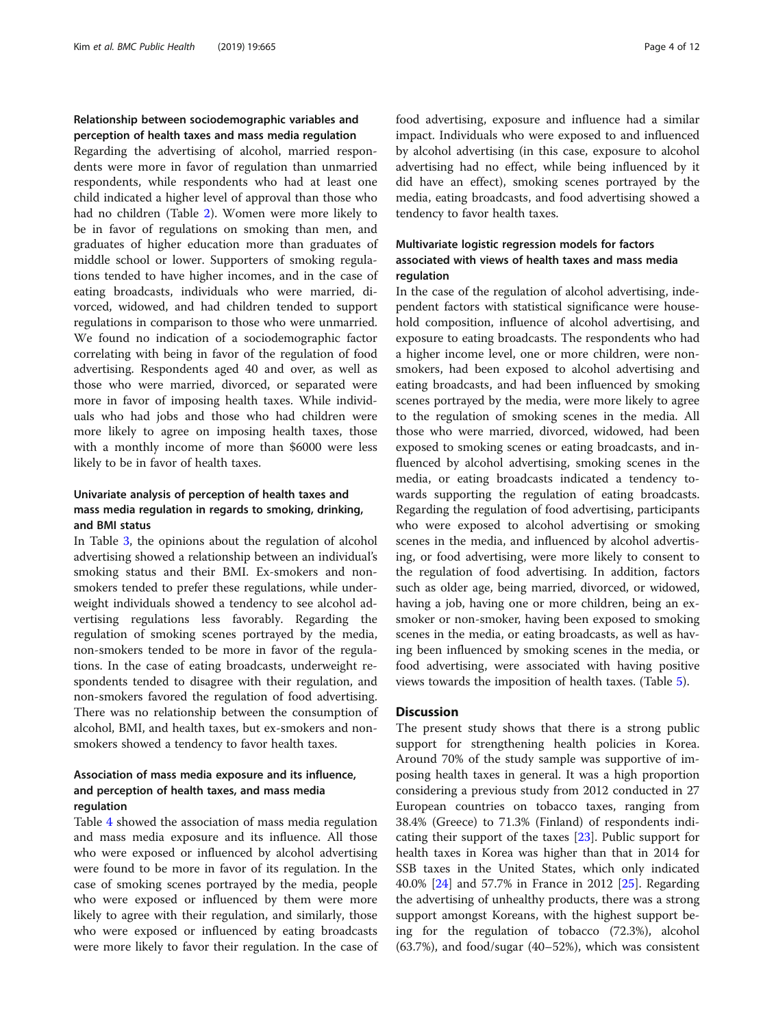### Relationship between sociodemographic variables and perception of health taxes and mass media regulation

Regarding the advertising of alcohol, married respondents were more in favor of regulation than unmarried respondents, while respondents who had at least one child indicated a higher level of approval than those who had no children (Table 2). Women were more likely to be in favor of regulations on smoking than men, and graduates of higher education more than graduates of middle school or lower. Supporters of smoking regulations tended to have higher incomes, and in the case of eating broadcasts, individuals who were married, divorced, widowed, and had children tended to support regulations in comparison to those who were unmarried. We found no indication of a sociodemographic factor correlating with being in favor of the regulation of food advertising. Respondents aged 40 and over, as well as those who were married, divorced, or separated were more in favor of imposing health taxes. While individuals who had jobs and those who had children were more likely to agree on imposing health taxes, those with a monthly income of more than $6000 were less likely to be in favor of health taxes.

### Univariate analysis of perception of health taxes and mass media regulation in regards to smoking, drinking, and BMI status

In Table 3, the opinions about the regulation of alcohol advertising showed a relationship between an individual's smoking status and their BMI. Ex-smokers and non-smokers tended to prefer these regulations, while underweight individuals showed a tendency to see alcohol advertising regulations less favorably. Regarding the regulation of smoking scenes portrayed by the media, non-smokers tended to be more in favor of the regulations. In the case of eating broadcasts, underweight respondents tended to disagree with their regulation, and non-smokers favored the regulation of food advertising. There was no relationship between the consumption of alcohol, BMI, and health taxes, but ex-smokers and non-smokers showed a tendency to favor health taxes.

### Association of mass media exposure and its influence, and perception of health taxes, and mass media regulation

Table 4 showed the association of mass media regulation and mass media exposure and its influence. All those who were exposed or influenced by alcohol advertising were found to be more in favor of its regulation. In the case of smoking scenes portrayed by the media, people who were exposed or influenced by them were more likely to agree with their regulation, and similarly, those who were exposed or influenced by eating broadcasts were more likely to favor their regulation. In the case of food advertising, exposure and influence had a similar impact. Individuals who were exposed to and influenced by alcohol advertising (in this case, exposure to alcohol advertising had no effect, while being influenced by it did have an effect), smoking scenes portrayed by the media, eating broadcasts, and food advertising showed a tendency to favor health taxes.

### Multivariate logistic regression models for factors associated with views of health taxes and mass media regulation

In the case of the regulation of alcohol advertising, independent factors with statistical significance were household composition, influence of alcohol advertising, and exposure to eating broadcasts. The respondents who had a higher income level, one or more children, were non-smokers, had been exposed to alcohol advertising and eating broadcasts, and had been influenced by smoking scenes portrayed by the media, were more likely to agree to the regulation of smoking scenes in the media. All those who were married, divorced, widowed, had been exposed to smoking scenes or eating broadcasts, and influenced by alcohol advertising, smoking scenes in the media, or eating broadcasts indicated a tendency towards supporting the regulation of eating broadcasts. Regarding the regulation of food advertising, participants who were exposed to alcohol advertising or smoking scenes in the media, and influenced by alcohol advertising, or food advertising, were more likely to consent to the regulation of food advertising. In addition, factors such as older age, being married, divorced, or widowed, having a job, having one or more children, being an ex-smoker or non-smoker, having been exposed to smoking scenes in the media, or eating broadcasts, as well as having been influenced by smoking scenes in the media, or food advertising, were associated with having positive views towards the imposition of health taxes. (Table 5).

## Discussion

The present study shows that there is a strong public support for strengthening health policies in Korea. Around 70% of the study sample was supportive of imposing health taxes in general. It was a high proportion considering a previous study from 2012 conducted in 27 European countries on tobacco taxes, ranging from 38.4% (Greece) to 71.3% (Finland) of respondents indicating their support of the taxes [23]. Public support for health taxes in Korea was higher than that in 2014 for SSB taxes in the United States, which only indicated 40.0% [24] and 57.7% in France in 2012 [25]. Regarding the advertising of unhealthy products, there was a strong support amongst Koreans, with the highest support being for the regulation of tobacco (72.3%), alcohol (63.7%), and food/sugar (40–52%), which was consistent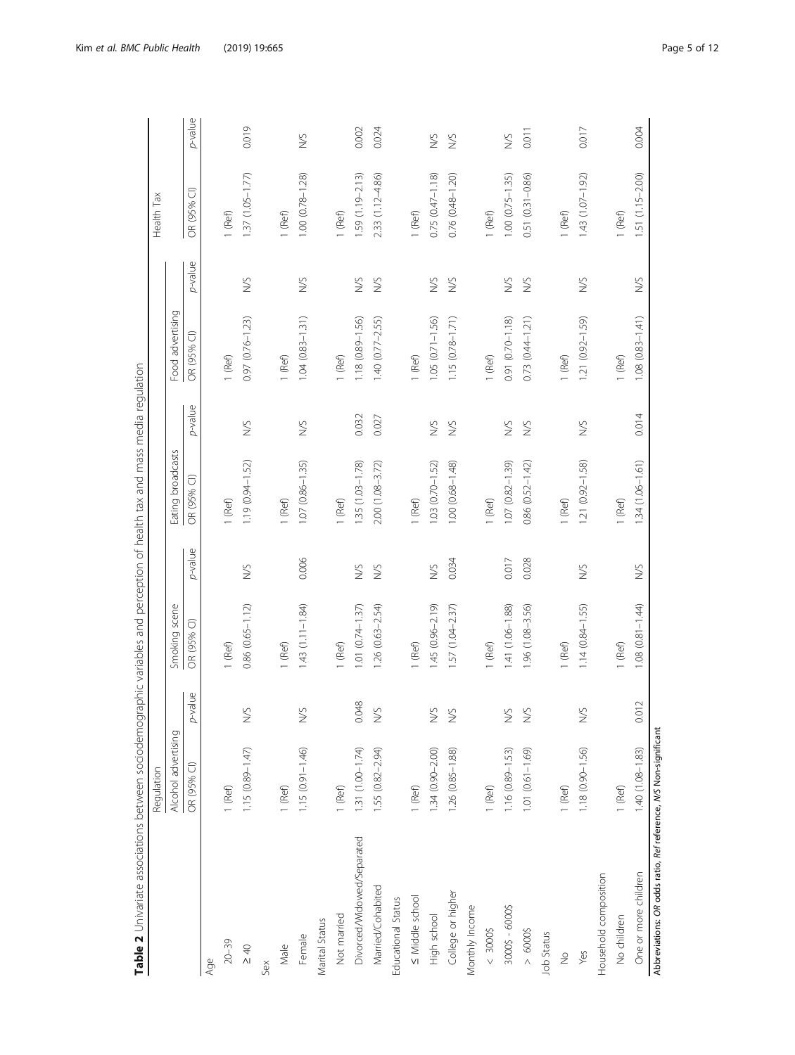**Table 2** Univariate associations between sociodemographic variables and perception of health tax and mass media regulation

| | Regulation | | | | | | | | Health Tax | |
|---|---|---|---|---|---|---|---|---|---|---|
| | Alcohol advertising | | Smoking scene | | Eating broadcasts | | Food advertising | | | |
| | OR (95% CI) | *p*-value | OR (95% CI) | *p*-value | OR (95% CI) | *p*-value | OR (95% CI) | *p*-value | OR (95% CI) | *p*-value |
| Age | | | | | | | | | | |
| 20–39 | 1 (Ref) | | 1 (Ref) | | 1 (Ref) | | 1 (Ref) | | 1 (Ref) | |
| ≥ 40 | 1.15 (0.89–1.47) | N/S | 0.86 (0.65–1.12) | N/S | 1.19 (0.94–1.52) | N/S | 0.97 (0.76–1.23) | N/S | 1.37 (1.05–1.77) | 0.019 |
| Sex | | | | | | | | | | |
| Male | 1 (Ref) | | 1 (Ref) | | 1 (Ref) | | 1 (Ref) | | 1 (Ref) | |
| Female | 1.15 (0.91–1.46) | N/S | 1.43 (1.11–1.84) | 0.006 | 1.07 (0.86–1.35) | N/S | 1.04 (0.83–1.31) | N/S | 1.00 (0.78–1.28) | N/S |
| Marital Status | | | | | | | | | | |
| Not married | 1 (Ref) | | 1 (Ref) | | 1 (Ref) | | 1 (Ref) | | 1 (Ref) | |
| Divorced/Widowed/Separated | 1.31 (1.00–1.74) | 0.048 | 1.01 (0.74–1.37) | N/S | 1.35 (1.03–1.78) | 0.032 | 1.18 (0.89–1.56) | N/S | 1.59 (1.19–2.13) | 0.002 |
| Married/Cohabited | 1.55 (0.82–2.94) | N/S | 1.26 (0.63–2.54) | N/S | 2.00 (1.08–3.72) | 0.027 | 1.40 (0.77–2.55) | N/S | 2.33 (1.12–4.86) | 0.024 |
| Educational Status | | | | | | | | | | |
| ≤ Middle school | 1 (Ref) | | 1 (Ref) | | 1 (Ref) | | 1 (Ref) | | 1 (Ref) | |
| High school | 1.34 (0.90–2.00) | N/S | 1.45 (0.96–2.19) | N/S | 1.03 (0.70–1.52) | N/S | 1.05 (0.71–1.56) | N/S | 0.75 (0.47–1.18) | N/S |
| College or higher | 1.26 (0.85–1.88) | N/S | 1.57 (1.04–2.37) | 0.034 | 1.00 (0.68–1.48) | N/S | 1.15 (0.78–1.71) | N/S | 0.76 (0.48–1.20) | N/S |
| Monthly Income | | | | | | | | | | |
| < 3000$ | 1 (Ref) | | 1 (Ref) | | 1 (Ref) | | 1 (Ref) | | 1 (Ref) | |
| 3000$ - 6000$ | 1.16 (0.89–1.53) | N/S | 1.41 (1.06–1.88) | 0.017 | 1.07 (0.82–1.39) | N/S | 0.91 (0.70–1.18) | N/S | 1.00 (0.75–1.35) | N/S |
| > 6000$ | 1.01 (0.61–1.69) | N/S | 1.96 (1.08–3.56) | 0.028 | 0.86 (0.52–1.42) | N/S | 0.73 (0.44–1.21) | N/S | 0.51 (0.31–0.86) | 0.011 |
| Job Status | | | | | | | | | | |
| No | 1 (Ref) | | 1 (Ref) | | 1 (Ref) | | 1 (Ref) | | 1 (Ref) | |
| Yes | 1.18 (0.90–1.56) | N/S | 1.14 (0.84–1.55) | N/S | 1.21 (0.92–1.58) | N/S | 1.21 (0.92–1.59) | N/S | 1.43 (1.07–1.92) | 0.017 |
| Household composition | | | | | | | | | | |
| No children | 1 (Ref) | | 1 (Ref) | | 1 (Ref) | | 1 (Ref) | | 1 (Ref) | |
| One or more children | 1.40 (1.08–1.83) | 0.012 | 1.08 (0.81–1.44) | N/S | 1.34 (1.06–1.61) | 0.014 | 1.08 (0.83–1.41) | N/S | 1.51 (1.15–2.00) | 0.004 |

Abbreviations: *OR* odds ratio, *Ref* reference, *N/S* Non-significant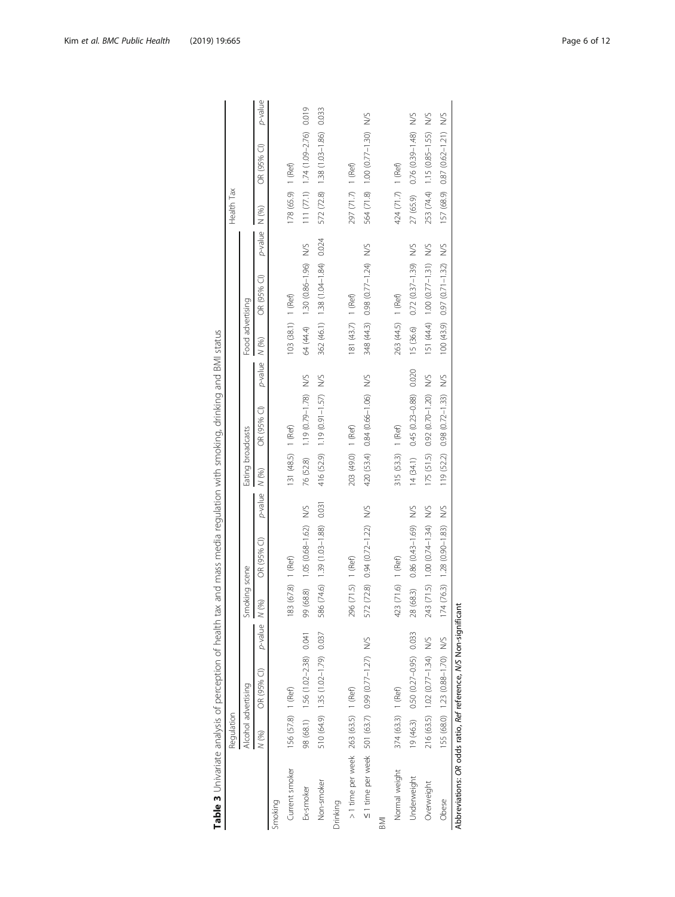**Table 3** Univariate analysis of perception of health tax and mass media regulation with smoking, drinking and BMI status

| | Regulation | | | | | | | | | | | | Health Tax | | |
|---|---|---|---|---|---|---|---|---|---|---|---|---|---|---|---|
| | Alcohol advertising | | | Smoking scene | | | Eating broadcasts | | | Food advertising | | | | | |
| | *N* (%) | OR (95% CI) | *p*-value | *N* (%) | OR (95% CI) | *p*-value | *N* (%) | OR (95% CI) | *p*-value | *N* (%) | OR (95% CI) | *p*-value | N (%) | OR (95% CI) | *p*-value |
| Smoking | | | | | | | | | | | | | | | |
| Current smoker | 156 (57.8) | 1 (Ref) | | 183 (67.8) | 1 (Ref) | | 131 (48.5) | 1 (Ref) | | 103 (38.1) | 1 (Ref) | | 178 (65.9) | 1 (Ref) | |
| Ex-smoker | 98 (68.1) | 1.56 (1.02–2.38) | 0.041 | 99 (68.8) | 1.05 (0.68–1.62) | N/S | 76 (52.8) | 1.19 (0.79–1.78) | N/S | 64 (44.4) | 1.30 (0.86–1.96) | N/S | 111 (77.1) | 1.74 (1.09–2.76) | 0.019 |
| Non-smoker | 510 (64.9) | 1.35 (1.02–1.79) | 0.037 | 586 (74.6) | 1.39 (1.03–1.88) | 0.031 | 416 (52.9) | 1.19 (0.91–1.57) | N/S | 362 (46.1) | 1.38 (1.04–1.84) | 0.024 | 572 (72.8) | 1.38 (1.03–1.86) | 0.033 |
| Drinking | | | | | | | | | | | | | | | |
| > 1 time per week | 263 (63.5) | 1 (Ref) | | 296 (71.5) | 1 (Ref) | | 203 (49.0) | 1 (Ref) | | 181 (43.7) | 1 (Ref) | | 297 (71.7) | 1 (Ref) | |
| ≤ 1 time per week | 501 (63.7) | 0.99 (0.77–1.27) | N/S | 572 (72.8) | 0.94 (0.72–1.22) | N/S | 420 (53.4) | 0.84 (0.66–1.06) | N/S | 348 (44.3) | 0.98 (0.77–1.24) | N/S | 564 (71.8) | 1.00 (0.77–1.30) | N/S |
| BMI | | | | | | | | | | | | | | | |
| Normal weight | 374 (63.3) | 1 (Ref) | | 423 (71.6) | 1 (Ref) | | 315 (53.3) | 1 (Ref) | | 263 (44.5) | 1 (Ref) | | 424 (71.7) | 1 (Ref) | |
| Underweight | 19 (46.3) | 0.50 (0.27–0.95) | 0.033 | 28 (68.3) | 0.86 (0.43–1.69) | N/S | 14 (34.1) | 0.45 (0.23–0.88) | 0.020 | 15 (36.6) | 0.72 (0.37–1.39) | N/S | 27 (65.9) | 0.76 (0.39–1.48) | N/S |
| Overweight | 216 (63.5) | 1.02 (0.77–1.34) | N/S | 243 (71.5) | 1.00 (0.74–1.34) | N/S | 175 (51.5) | 0.92 (0.70–1.20) | N/S | 151 (44.4) | 1.00 (0.77–1.31) | N/S | 253 (74.4) | 1.15 (0.85–1.55) | N/S |
| Obese | 155 (68.0) | 1.23 (0.88–1.70) | N/S | 174 (76.3) | 1.28 (0.90–1.83) | N/S | 119 (52.2) | 0.98 (0.72–1.33) | N/S | 100 (43.9) | 0.97 (0.71–1.32) | N/S | 157 (68.9) | 0.87 (0.62–1.21) | N/S |

Abbreviations: *OR* odds ratio, *Ref* reference, *N/S* Non-significant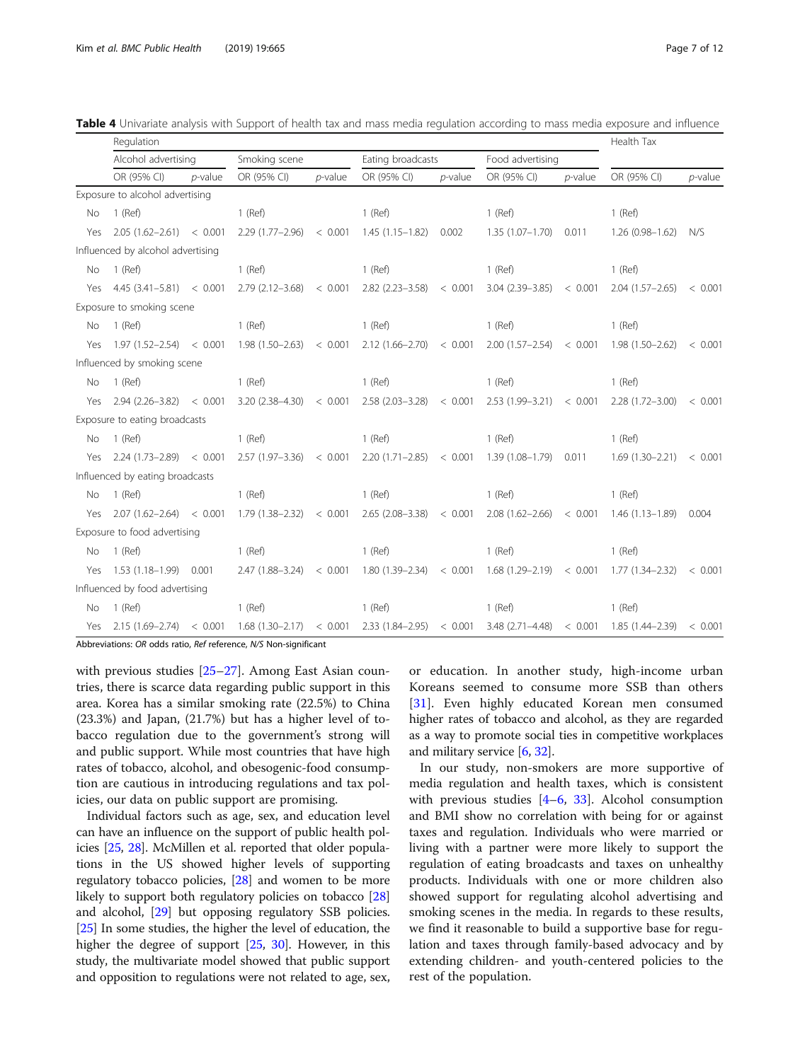**Table 4** Univariate analysis with Support of health tax and mass media regulation according to mass media exposure and influence

| | Regulation | | | | | | | | Health Tax | |
|---|---|---|---|---|---|---|---|---|---|---|
| | Alcohol advertising | | Smoking scene | | Eating broadcasts | | Food advertising | | | |
| | OR (95% CI) | *p*-value | OR (95% CI) | *p*-value | OR (95% CI) | *p*-value | OR (95% CI) | *p*-value | OR (95% CI) | *p*-value |
| Exposure to alcohol advertising | | | | | | | | | | |
| No | 1 (Ref) | | 1 (Ref) | | 1 (Ref) | | 1 (Ref) | | 1 (Ref) | |
| Yes | 2.05 (1.62–2.61) | < 0.001 | 2.29 (1.77–2.96) | < 0.001 | 1.45 (1.15–1.82) | 0.002 | 1.35 (1.07–1.70) | 0.011 | 1.26 (0.98–1.62) | N/S |
| Influenced by alcohol advertising | | | | | | | | | | |
| No | 1 (Ref) | | 1 (Ref) | | 1 (Ref) | | 1 (Ref) | | 1 (Ref) | |
| Yes | 4.45 (3.41–5.81) | < 0.001 | 2.79 (2.12–3.68) | < 0.001 | 2.82 (2.23–3.58) | < 0.001 | 3.04 (2.39–3.85) | < 0.001 | 2.04 (1.57–2.65) | < 0.001 |
| Exposure to smoking scene | | | | | | | | | | |
| No | 1 (Ref) | | 1 (Ref) | | 1 (Ref) | | 1 (Ref) | | 1 (Ref) | |
| Yes | 1.97 (1.52–2.54) | < 0.001 | 1.98 (1.50–2.63) | < 0.001 | 2.12 (1.66–2.70) | < 0.001 | 2.00 (1.57–2.54) | < 0.001 | 1.98 (1.50–2.62) | < 0.001 |
| Influenced by smoking scene | | | | | | | | | | |
| No | 1 (Ref) | | 1 (Ref) | | 1 (Ref) | | 1 (Ref) | | 1 (Ref) | |
| Yes | 2.94 (2.26–3.82) | < 0.001 | 3.20 (2.38–4.30) | < 0.001 | 2.58 (2.03–3.28) | < 0.001 | 2.53 (1.99–3.21) | < 0.001 | 2.28 (1.72–3.00) | < 0.001 |
| Exposure to eating broadcasts | | | | | | | | | | |
| No | 1 (Ref) | | 1 (Ref) | | 1 (Ref) | | 1 (Ref) | | 1 (Ref) | |
| Yes | 2.24 (1.73–2.89) | < 0.001 | 2.57 (1.97–3.36) | < 0.001 | 2.20 (1.71–2.85) | < 0.001 | 1.39 (1.08–1.79) | 0.011 | 1.69 (1.30–2.21) | < 0.001 |
| Influenced by eating broadcasts | | | | | | | | | | |
| No | 1 (Ref) | | 1 (Ref) | | 1 (Ref) | | 1 (Ref) | | 1 (Ref) | |
| Yes | 2.07 (1.62–2.64) | < 0.001 | 1.79 (1.38–2.32) | < 0.001 | 2.65 (2.08–3.38) | < 0.001 | 2.08 (1.62–2.66) | < 0.001 | 1.46 (1.13–1.89) | 0.004 |
| Exposure to food advertising | | | | | | | | | | |
| No | 1 (Ref) | | 1 (Ref) | | 1 (Ref) | | 1 (Ref) | | 1 (Ref) | |
| Yes | 1.53 (1.18–1.99) | 0.001 | 2.47 (1.88–3.24) | < 0.001 | 1.80 (1.39–2.34) | < 0.001 | 1.68 (1.29–2.19) | < 0.001 | 1.77 (1.34–2.32) | < 0.001 |
| Influenced by food advertising | | | | | | | | | | |
| No | 1 (Ref) | | 1 (Ref) | | 1 (Ref) | | 1 (Ref) | | 1 (Ref) | |
| Yes | 2.15 (1.69–2.74) | < 0.001 | 1.68 (1.30–2.17) | < 0.001 | 2.33 (1.84–2.95) | < 0.001 | 3.48 (2.71–4.48) | < 0.001 | 1.85 (1.44–2.39) | < 0.001 |

Abbreviations: *OR* odds ratio, *Ref* reference, *N/S* Non-significant

with previous studies [25–27]. Among East Asian countries, there is scarce data regarding public support in this area. Korea has a similar smoking rate (22.5%) to China (23.3%) and Japan, (21.7%) but has a higher level of tobacco regulation due to the government's strong will and public support. While most countries that have high rates of tobacco, alcohol, and obesogenic-food consumption are cautious in introducing regulations and tax policies, our data on public support are promising.

Individual factors such as age, sex, and education level can have an influence on the support of public health policies [25, 28]. McMillen et al. reported that older populations in the US showed higher levels of supporting regulatory tobacco policies, [28] and women to be more likely to support both regulatory policies on tobacco [28] and alcohol, [29] but opposing regulatory SSB policies. [25] In some studies, the higher the level of education, the higher the degree of support [25, 30]. However, in this study, the multivariate model showed that public support and opposition to regulations were not related to age, sex, or education. In another study, high-income urban Koreans seemed to consume more SSB than others [31]. Even highly educated Korean men consumed higher rates of tobacco and alcohol, as they are regarded as a way to promote social ties in competitive workplaces and military service [6, 32].

In our study, non-smokers are more supportive of media regulation and health taxes, which is consistent with previous studies [4–6, 33]. Alcohol consumption and BMI show no correlation with being for or against taxes and regulation. Individuals who were married or living with a partner were more likely to support the regulation of eating broadcasts and taxes on unhealthy products. Individuals with one or more children also showed support for regulating alcohol advertising and smoking scenes in the media. In regards to these results, we find it reasonable to build a supportive base for regulation and taxes through family-based advocacy and by extending children- and youth-centered policies to the rest of the population.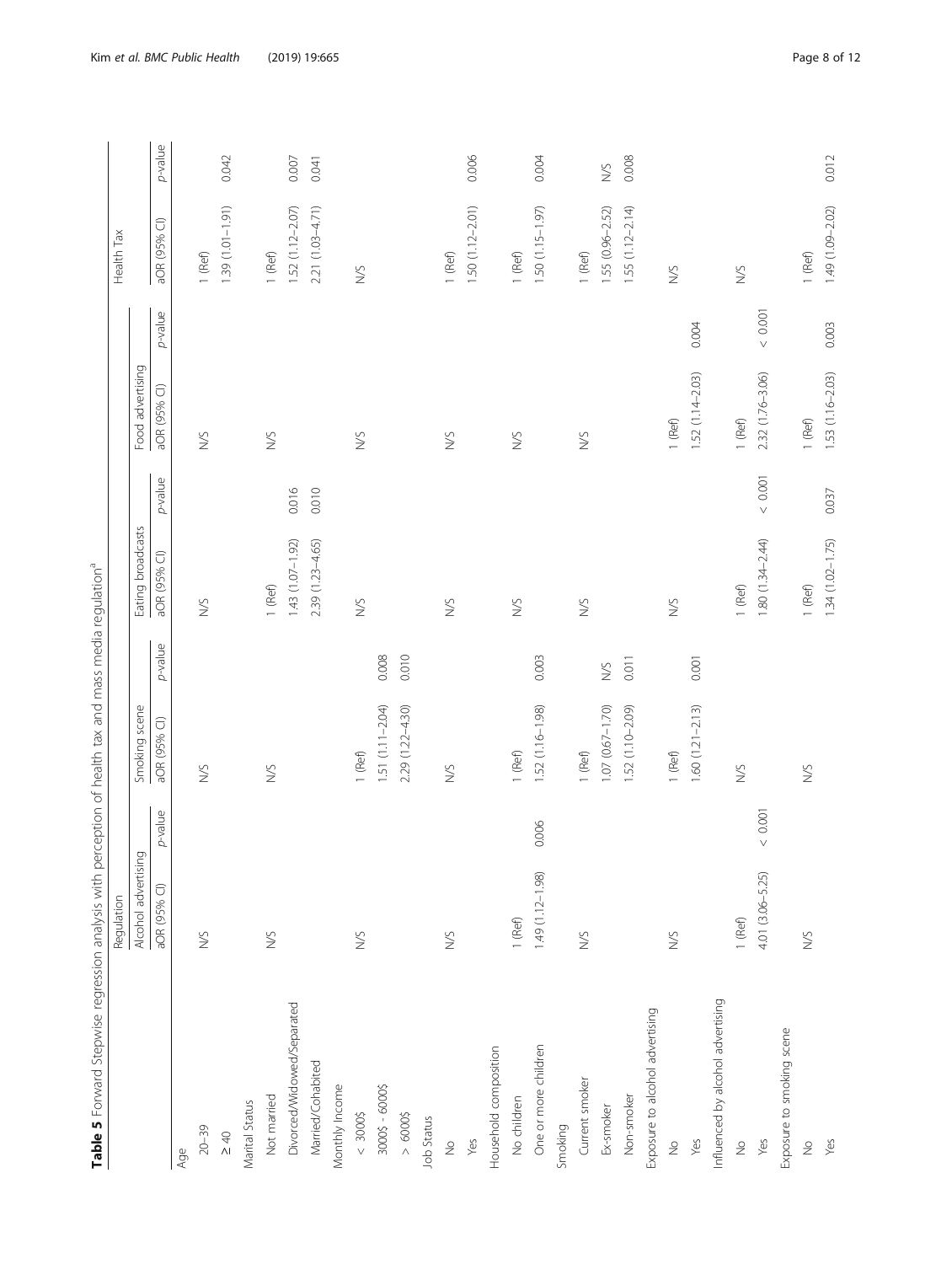**Table 5** Forward Stepwise regression analysis with perception of health tax and mass media regulation[a]

| | Regulation | | | | | | | | Health Tax | |
|---|---|---|---|---|---|---|---|---|---|---|
| | Alcohol advertising | | Smoking scene | | Eating broadcasts | | Food advertising | | | |
| | aOR (95% CI) | p-value | aOR (95% CI) | p-value | aOR (95% CI) | p-value | aOR (95% CI) | p-value | aOR (95% CI) | p-value |
| Age | | | | | | | | | | |
| 20–39 | N/S | | N/S | | N/S | | N/S | | 1 (Ref) | |
| ≥ 40 | | | | | | | | | 1.39 (1.01–1.91) | 0.042 |
| Marital Status | | | | | | | | | | |
| Not married | N/S | | N/S | | 1 (Ref) | | N/S | | 1 (Ref) | |
| Divorced/Widowed/Separated | | | | | 1.43 (1.07–1.92) | 0.016 | | | 1.52 (1.12–2.07) | 0.007 |
| Married/Cohabited | | | | | 2.39 (1.23–4.65) | 0.010 | | | 2.21 (1.03–4.71) | 0.041 |
| Monthly Income | | | | | | | | | | |
| < 3000$ | N/S | | 1 (Ref) | | N/S | | N/S | | N/S | |
| 3000$ - 6000$ | | | 1.51 (1.11–2.04) | 0.008 | | | | | | |
| > 6000$ | | | 2.29 (1.22–4.30) | 0.010 | | | | | | |
| Job Status | | | | | | | | | | |
| No | N/S | | N/S | | N/S | | N/S | | 1 (Ref) | |
| Yes | | | | | | | | | 1.50 (1.12–2.01) | 0.006 |
| Household composition | | | | | | | | | | |
| No children | 1 (Ref) | | 1 (Ref) | | N/S | | N/S | | 1 (Ref) | |
| One or more children | 1.49 (1.12–1.98) | 0.006 | 1.52 (1.16–1.98) | 0.003 | | | | | 1.50 (1.15–1.97) | 0.004 |
| Smoking | | | | | | | | | | |
| Current smoker | N/S | | 1 (Ref) | | N/S | | N/S | | 1 (Ref) | |
| Ex-smoker | | | 1.07 (0.67–1.70) | N/S | | | | | 1.55 (0.96–2.52) | N/S |
| Non-smoker | | | 1.52 (1.10–2.09) | 0.011 | | | | | 1.55 (1.12–2.14) | 0.008 |
| Exposure to alcohol advertising | | | | | | | | | | |
| No | N/S | | 1 (Ref) | | N/S | | 1 (Ref) | | N/S | |
| Yes | | | 1.60 (1.21–2.13) | 0.001 | | | 1.52 (1.14–2.03) | 0.004 | | |
| Influenced by alcohol advertising | | | | | | | | | | |
| No | 1 (Ref) | | N/S | | 1 (Ref) | | 1 (Ref) | | N/S | |
| Yes | 4.01 (3.06–5.25) | < 0.001 | | | 1.80 (1.34–2.44) | < 0.001 | 2.32 (1.76–3.06) | < 0.001 | | |
| Exposure to smoking scene | | | | | | | | | | |
| No | N/S | | N/S | | 1 (Ref) | | 1 (Ref) | | 1 (Ref) | |
| Yes | | | | | 1.34 (1.02–1.75) | 0.037 | 1.53 (1.16–2.03) | 0.003 | 1.49 (1.09–2.02) | 0.012 |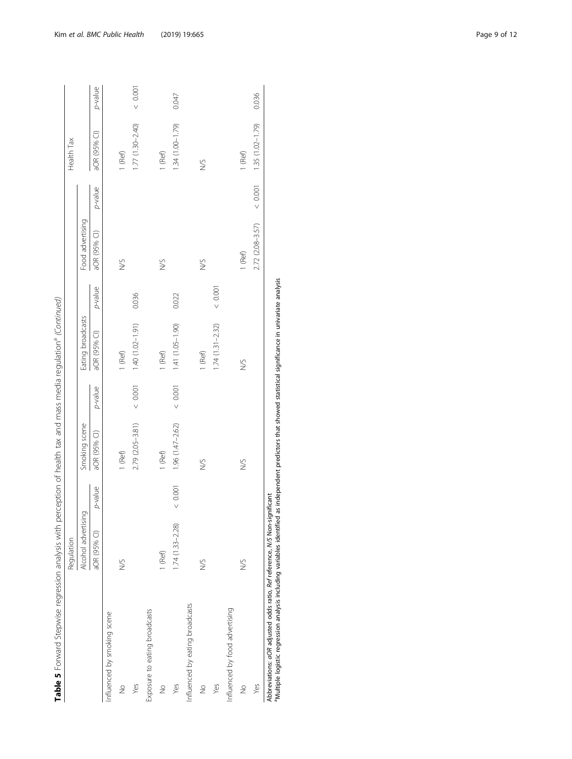**Table 5** Forward Stepwise regression analysis with perception of health tax and mass media regulation[a] *(Continued)*

| | Regulation | | | | | | | | Health Tax | |
|---|---|---|---|---|---|---|---|---|---|---|
| | Alcohol advertising | | Smoking scene | | Eating broadcasts | | Food advertising | | | |
| | aOR (95% CI) | *p*-value | aOR (95% CI) | *p*-value | aOR (95% CI) | *p*-value | aOR (95% CI) | *p*-value | aOR (95% CI) | *p*-value |
| Influenced by smoking scene | | | | | | | | | | |
| No | N/S | | 1 (Ref) | | 1 (Ref) | | N/S | | 1 (Ref) | |
| Yes | | | 2.79 (2.05–3.81) | < 0.001 | 1.40 (1.02–1.91) | 0.036 | | | 1.77 (1.30–2.40) | < 0.001 |
| Exposure to eating broadcasts | | | | | | | | | | |
| No | 1 (Ref) | | 1 (Ref) | | 1 (Ref) | | N/S | | 1 (Ref) | |
| Yes | 1.74 (1.33–2.28) | < 0.001 | 1.96 (1.47–2.62) | < 0.001 | 1.41 (1.05–1.90) | 0.022 | | | 1.34 (1.00–1.79) | 0.047 |
| Influenced by eating broadcasts | | | | | | | | | | |
| No | N/S | | N/S | | 1 (Ref) | | N/S | | N/S | |
| Yes | | | | | 1.74 (1.31–2.32) | < 0.001 | | | | |
| Influenced by food advertising | | | | | | | | | | |
| No | N/S | | N/S | | N/S | | 1 (Ref) | | 1 (Ref) | |
| Yes | | | | | | | 2.72 (2.08–3.57) | < 0.001 | 1.35 (1.02–1.79) | 0.036 |

Abbreviations: *aOR* adjusted odds ratio, *Ref* reference, *N/S* Non-significant
[a]Multiple logistic regression analysis including variables identified as independent predictors that showed statistical significance in univariate analysis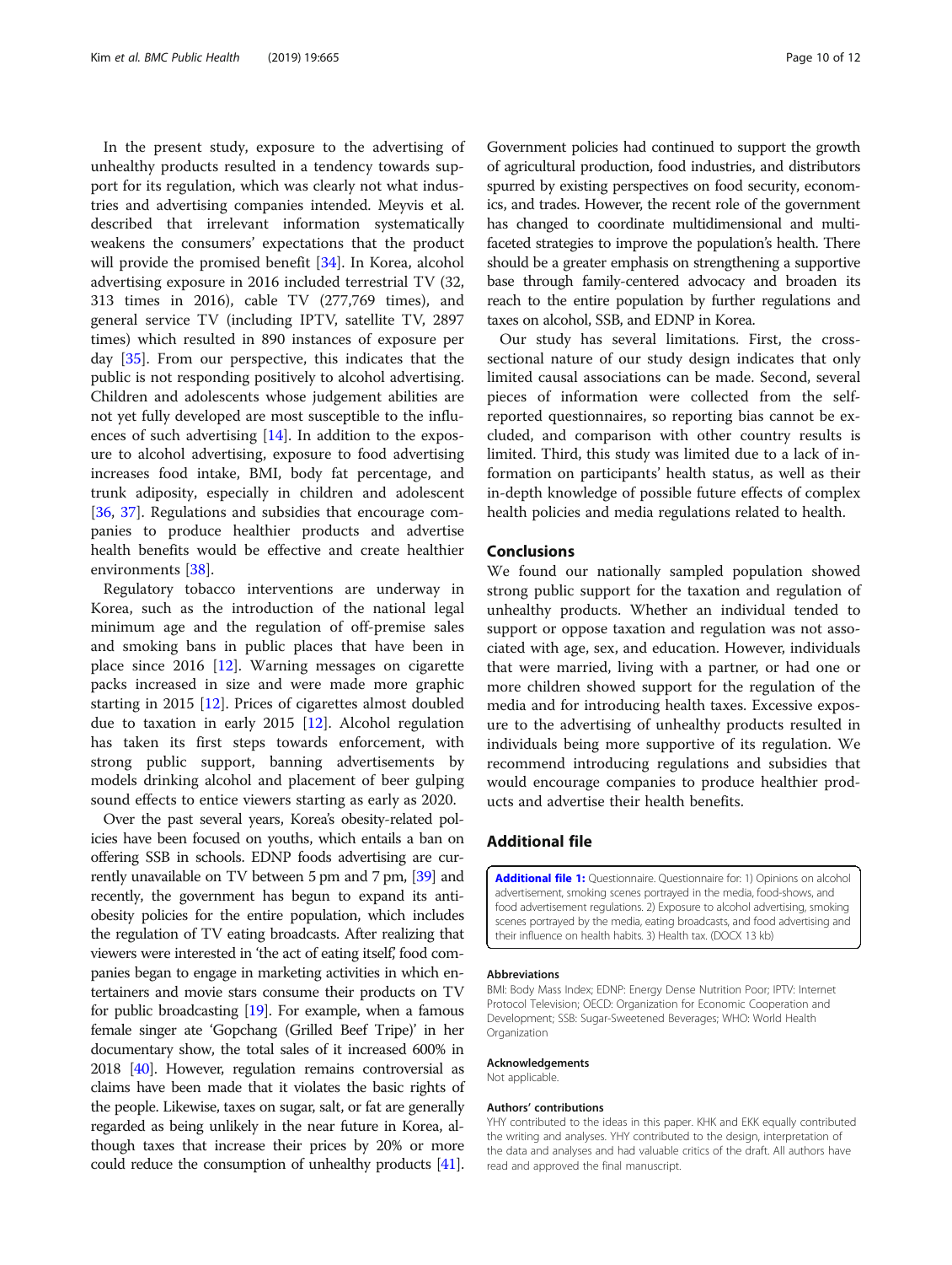In the present study, exposure to the advertising of unhealthy products resulted in a tendency towards support for its regulation, which was clearly not what industries and advertising companies intended. Meyvis et al. described that irrelevant information systematically weakens the consumers' expectations that the product will provide the promised benefit [34]. In Korea, alcohol advertising exposure in 2016 included terrestrial TV (32, 313 times in 2016), cable TV (277,769 times), and general service TV (including IPTV, satellite TV, 2897 times) which resulted in 890 instances of exposure per day [35]. From our perspective, this indicates that the public is not responding positively to alcohol advertising. Children and adolescents whose judgement abilities are not yet fully developed are most susceptible to the influences of such advertising [14]. In addition to the exposure to alcohol advertising, exposure to food advertising increases food intake, BMI, body fat percentage, and trunk adiposity, especially in children and adolescent [36, 37]. Regulations and subsidies that encourage companies to produce healthier products and advertise health benefits would be effective and create healthier environments [38].

Regulatory tobacco interventions are underway in Korea, such as the introduction of the national legal minimum age and the regulation of off-premise sales and smoking bans in public places that have been in place since 2016 [12]. Warning messages on cigarette packs increased in size and were made more graphic starting in 2015 [12]. Prices of cigarettes almost doubled due to taxation in early 2015 [12]. Alcohol regulation has taken its first steps towards enforcement, with strong public support, banning advertisements by models drinking alcohol and placement of beer gulping sound effects to entice viewers starting as early as 2020.

Over the past several years, Korea's obesity-related policies have been focused on youths, which entails a ban on offering SSB in schools. EDNP foods advertising are currently unavailable on TV between 5 pm and 7 pm, [39] and recently, the government has begun to expand its anti-obesity policies for the entire population, which includes the regulation of TV eating broadcasts. After realizing that viewers were interested in 'the act of eating itself,' food companies began to engage in marketing activities in which entertainers and movie stars consume their products on TV for public broadcasting [19]. For example, when a famous female singer ate 'Gopchang (Grilled Beef Tripe)' in her documentary show, the total sales of it increased 600% in 2018 [40]. However, regulation remains controversial as claims have been made that it violates the basic rights of the people. Likewise, taxes on sugar, salt, or fat are generally regarded as being unlikely in the near future in Korea, although taxes that increase their prices by 20% or more could reduce the consumption of unhealthy products [41]. Government policies had continued to support the growth of agricultural production, food industries, and distributors spurred by existing perspectives on food security, economics, and trades. However, the recent role of the government has changed to coordinate multidimensional and multifaceted strategies to improve the population's health. There should be a greater emphasis on strengthening a supportive base through family-centered advocacy and broaden its reach to the entire population by further regulations and taxes on alcohol, SSB, and EDNP in Korea.

Our study has several limitations. First, the cross-sectional nature of our study design indicates that only limited causal associations can be made. Second, several pieces of information were collected from the self-reported questionnaires, so reporting bias cannot be excluded, and comparison with other country results is limited. Third, this study was limited due to a lack of information on participants' health status, as well as their in-depth knowledge of possible future effects of complex health policies and media regulations related to health.

## Conclusions

We found our nationally sampled population showed strong public support for the taxation and regulation of unhealthy products. Whether an individual tended to support or oppose taxation and regulation was not associated with age, sex, and education. However, individuals that were married, living with a partner, or had one or more children showed support for the regulation of the media and for introducing health taxes. Excessive exposure to the advertising of unhealthy products resulted in individuals being more supportive of its regulation. We recommend introducing regulations and subsidies that would encourage companies to produce healthier products and advertise their health benefits.

## Additional file

**Additional file 1:** Questionnaire. Questionnaire for: 1) Opinions on alcohol advertisement, smoking scenes portrayed in the media, food-shows, and food advertisement regulations. 2) Exposure to alcohol advertising, smoking scenes portrayed by the media, eating broadcasts, and food advertising and their influence on health habits. 3) Health tax. (DOCX 13 kb)

### Abbreviations

BMI: Body Mass Index; EDNP: Energy Dense Nutrition Poor; IPTV: Internet Protocol Television; OECD: Organization for Economic Cooperation and Development; SSB: Sugar-Sweetened Beverages; WHO: World Health Organization

### Acknowledgements

Not applicable.

### Authors' contributions

YHY contributed to the ideas in this paper. KHK and EKK equally contributed the writing and analyses. YHY contributed to the design, interpretation of the data and analyses and had valuable critics of the draft. All authors have read and approved the final manuscript.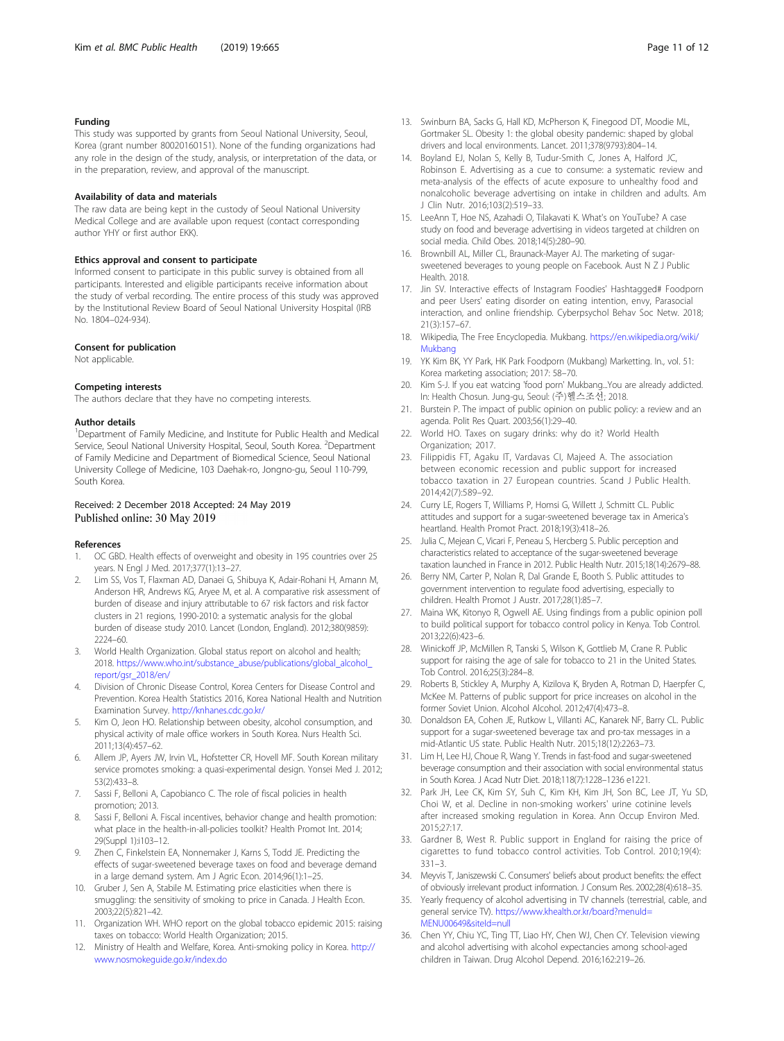### Funding

This study was supported by grants from Seoul National University, Seoul, Korea (grant number 80020160151). None of the funding organizations had any role in the design of the study, analysis, or interpretation of the data, or in the preparation, review, and approval of the manuscript.

### Availability of data and materials

The raw data are being kept in the custody of Seoul National University Medical College and are available upon request (contact corresponding author YHY or first author EKK).

### Ethics approval and consent to participate

Informed consent to participate in this public survey is obtained from all participants. Interested and eligible participants receive information about the study of verbal recording. The entire process of this study was approved by the Institutional Review Board of Seoul National University Hospital (IRB No. 1804–024-934).

### Consent for publication

Not applicable.

### Competing interests

The authors declare that they have no competing interests.

### Author details

[1]Department of Family Medicine, and Institute for Public Health and Medical Service, Seoul National University Hospital, Seoul, South Korea. [2]Department of Family Medicine and Department of Biomedical Science, Seoul National University College of Medicine, 103 Daehak-ro, Jongno-gu, Seoul 110-799, South Korea.

Received: 2 December 2018 Accepted: 24 May 2019
Published online: 30 May 2019

### References

1. OC GBD. Health effects of overweight and obesity in 195 countries over 25 years. N Engl J Med. 2017;377(1):13–27.
2. Lim SS, Vos T, Flaxman AD, Danaei G, Shibuya K, Adair-Rohani H, Amann M, Anderson HR, Andrews KG, Aryee M, et al. A comparative risk assessment of burden of disease and injury attributable to 67 risk factors and risk factor clusters in 21 regions, 1990-2010: a systematic analysis for the global burden of disease study 2010. Lancet (London, England). 2012;380(9859): 2224–60.
3. World Health Organization. Global status report on alcohol and health; 2018. https://www.who.int/substance_abuse/publications/global_alcohol_report/gsr_2018/en/
4. Division of Chronic Disease Control, Korea Centers for Disease Control and Prevention. Korea Health Statistics 2016, Korea National Health and Nutrition Examination Survey. http://knhanes.cdc.go.kr/
5. Kim O, Jeon HO. Relationship between obesity, alcohol consumption, and physical activity of male office workers in South Korea. Nurs Health Sci. 2011;13(4):457–62.
6. Allem JP, Ayers JW, Irvin VL, Hofstetter CR, Hovell MF. South Korean military service promotes smoking: a quasi-experimental design. Yonsei Med J. 2012; 53(2):433–8.
7. Sassi F, Belloni A, Capobianco C. The role of fiscal policies in health promotion; 2013.
8. Sassi F, Belloni A. Fiscal incentives, behavior change and health promotion: what place in the health-in-all-policies toolkit? Health Promot Int. 2014; 29(Suppl 1):i103–12.
9. Zhen C, Finkelstein EA, Nonnemaker J, Karns S, Todd JE. Predicting the effects of sugar-sweetened beverage taxes on food and beverage demand in a large demand system. Am J Agric Econ. 2014;96(1):1–25.
10. Gruber J, Sen A, Stabile M. Estimating price elasticities when there is smuggling: the sensitivity of smoking to price in Canada. J Health Econ. 2003;22(5):821–42.
11. Organization WH. WHO report on the global tobacco epidemic 2015: raising taxes on tobacco: World Health Organization; 2015.
12. Ministry of Health and Welfare, Korea. Anti-smoking policy in Korea. http://www.nosmokeguide.go.kr/index.do
13. Swinburn BA, Sacks G, Hall KD, McPherson K, Finegood DT, Moodie ML, Gortmaker SL. Obesity 1: the global obesity pandemic: shaped by global drivers and local environments. Lancet. 2011;378(9793):804–14.
14. Boyland EJ, Nolan S, Kelly B, Tudur-Smith C, Jones A, Halford JC, Robinson E. Advertising as a cue to consume: a systematic review and meta-analysis of the effects of acute exposure to unhealthy food and nonalcoholic beverage advertising on intake in children and adults. Am J Clin Nutr. 2016;103(2):519–33.
15. LeeAnn T, Hoe NS, Azahadi O, Tilakavati K. What's on YouTube? A case study on food and beverage advertising in videos targeted at children on social media. Child Obes. 2018;14(5):280–90.
16. Brownbill AL, Miller CL, Braunack-Mayer AJ. The marketing of sugar-sweetened beverages to young people on Facebook. Aust N Z J Public Health. 2018.
17. Jin SV. Interactive effects of Instagram Foodies' Hashtagged# Foodporn and peer Users' eating disorder on eating intention, envy, Parasocial interaction, and online friendship. Cyberpsychol Behav Soc Netw. 2018; 21(3):157–67.
18. Wikipedia, The Free Encyclopedia. Mukbang. https://en.wikipedia.org/wiki/Mukbang
19. YK Kim BK, YY Park, HK Park Foodporn (Mukbang) Marketting. In., vol. 51: Korea marketing association; 2017: 58–70.
20. Kim S-J. If you eat watcing 'food porn' Mukbang...You are already addicted. In: Health Chosun. Jung-gu, Seoul: (주)헬스조선; 2018.
21. Burstein P. The impact of public opinion on public policy: a review and an agenda. Polit Res Quart. 2003;56(1):29–40.
22. World HO. Taxes on sugary drinks: why do it? World Health Organization; 2017.
23. Filippidis FT, Agaku IT, Vardavas CI, Majeed A. The association between economic recession and public support for increased tobacco taxation in 27 European countries. Scand J Public Health. 2014;42(7):589–92.
24. Curry LE, Rogers T, Williams P, Homsi G, Willett J, Schmitt CL. Public attitudes and support for a sugar-sweetened beverage tax in America's heartland. Health Promot Pract. 2018;19(3):418–26.
25. Julia C, Mejean C, Vicari F, Peneau S, Hercberg S. Public perception and characteristics related to acceptance of the sugar-sweetened beverage taxation launched in France in 2012. Public Health Nutr. 2015;18(14):2679–88.
26. Berry NM, Carter P, Nolan R, Dal Grande E, Booth S. Public attitudes to government intervention to regulate food advertising, especially to children. Health Promot J Austr. 2017;28(1):85–7.
27. Maina WK, Kitonyo R, Ogwell AE. Using findings from a public opinion poll to build political support for tobacco control policy in Kenya. Tob Control. 2013;22(6):423–6.
28. Winickoff JP, McMillen R, Tanski S, Wilson K, Gottlieb M, Crane R. Public support for raising the age of sale for tobacco to 21 in the United States. Tob Control. 2016;25(3):284–8.
29. Roberts B, Stickley A, Murphy A, Kizilova K, Bryden A, Rotman D, Haerpfer C, McKee M. Patterns of public support for price increases on alcohol in the former Soviet Union. Alcohol Alcohol. 2012;47(4):473–8.
30. Donaldson EA, Cohen JE, Rutkow L, Villanti AC, Kanarek NF, Barry CL. Public support for a sugar-sweetened beverage tax and pro-tax messages in a mid-Atlantic US state. Public Health Nutr. 2015;18(12):2263–73.
31. Lim H, Lee HJ, Choue R, Wang Y. Trends in fast-food and sugar-sweetened beverage consumption and their association with social environmental status in South Korea. J Acad Nutr Diet. 2018;118(7):1228–1236 e1221.
32. Park JH, Lee CK, Kim SY, Suh C, Kim KH, Kim JH, Son BC, Lee JT, Yu SD, Choi W, et al. Decline in non-smoking workers' urine cotinine levels after increased smoking regulation in Korea. Ann Occup Environ Med. 2015;27:17.
33. Gardner B, West R. Public support in England for raising the price of cigarettes to fund tobacco control activities. Tob Control. 2010;19(4): 331–3.
34. Meyvis T, Janiszewski C. Consumers' beliefs about product benefits: the effect of obviously irrelevant product information. J Consum Res. 2002;28(4):618–35.
35. Yearly frequency of alcohol advertising in TV channels (terrestrial, cable, and general service TV). https://www.khealth.or.kr/board?menuId=MENU00649&siteId=null
36. Chen YY, Chiu YC, Ting TT, Liao HY, Chen WJ, Chen CY. Television viewing and alcohol advertising with alcohol expectancies among school-aged children in Taiwan. Drug Alcohol Depend. 2016;162:219–26.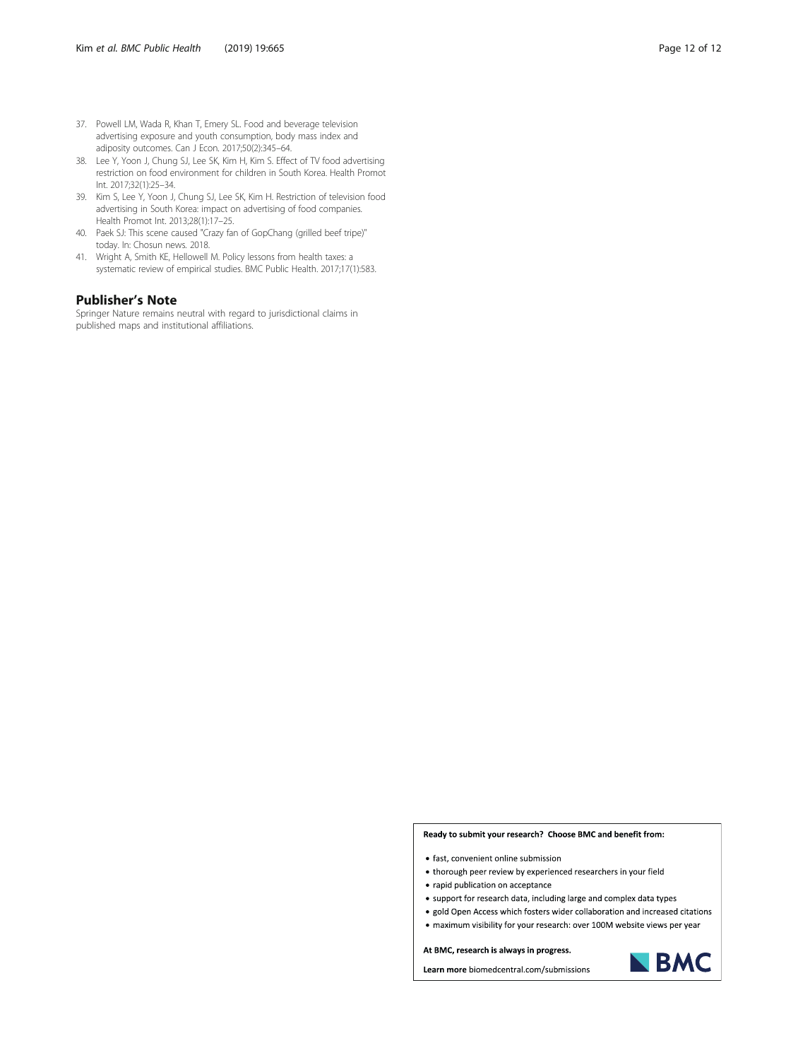37. Powell LM, Wada R, Khan T, Emery SL. Food and beverage television advertising exposure and youth consumption, body mass index and adiposity outcomes. Can J Econ. 2017;50(2):345–64.
38. Lee Y, Yoon J, Chung SJ, Lee SK, Kim H, Kim S. Effect of TV food advertising restriction on food environment for children in South Korea. Health Promot Int. 2017;32(1):25–34.
39. Kim S, Lee Y, Yoon J, Chung SJ, Lee SK, Kim H. Restriction of television food advertising in South Korea: impact on advertising of food companies. Health Promot Int. 2013;28(1):17–25.
40. Paek SJ: This scene caused "Crazy fan of GopChang (grilled beef tripe)" today. In: Chosun news. 2018.
41. Wright A, Smith KE, Hellowell M. Policy lessons from health taxes: a systematic review of empirical studies. BMC Public Health. 2017;17(1):583.

## Publisher's Note

Springer Nature remains neutral with regard to jurisdictional claims in published maps and institutional affiliations.

**Ready to submit your research? Choose BMC and benefit from:**

- fast, convenient online submission
- thorough peer review by experienced researchers in your field
- rapid publication on acceptance
- support for research data, including large and complex data types
- gold Open Access which fosters wider collaboration and increased citations
- maximum visibility for your research: over 100M website views per year

**At BMC, research is always in progress.**

**Learn more** biomedcentral.com/submissions

BMC